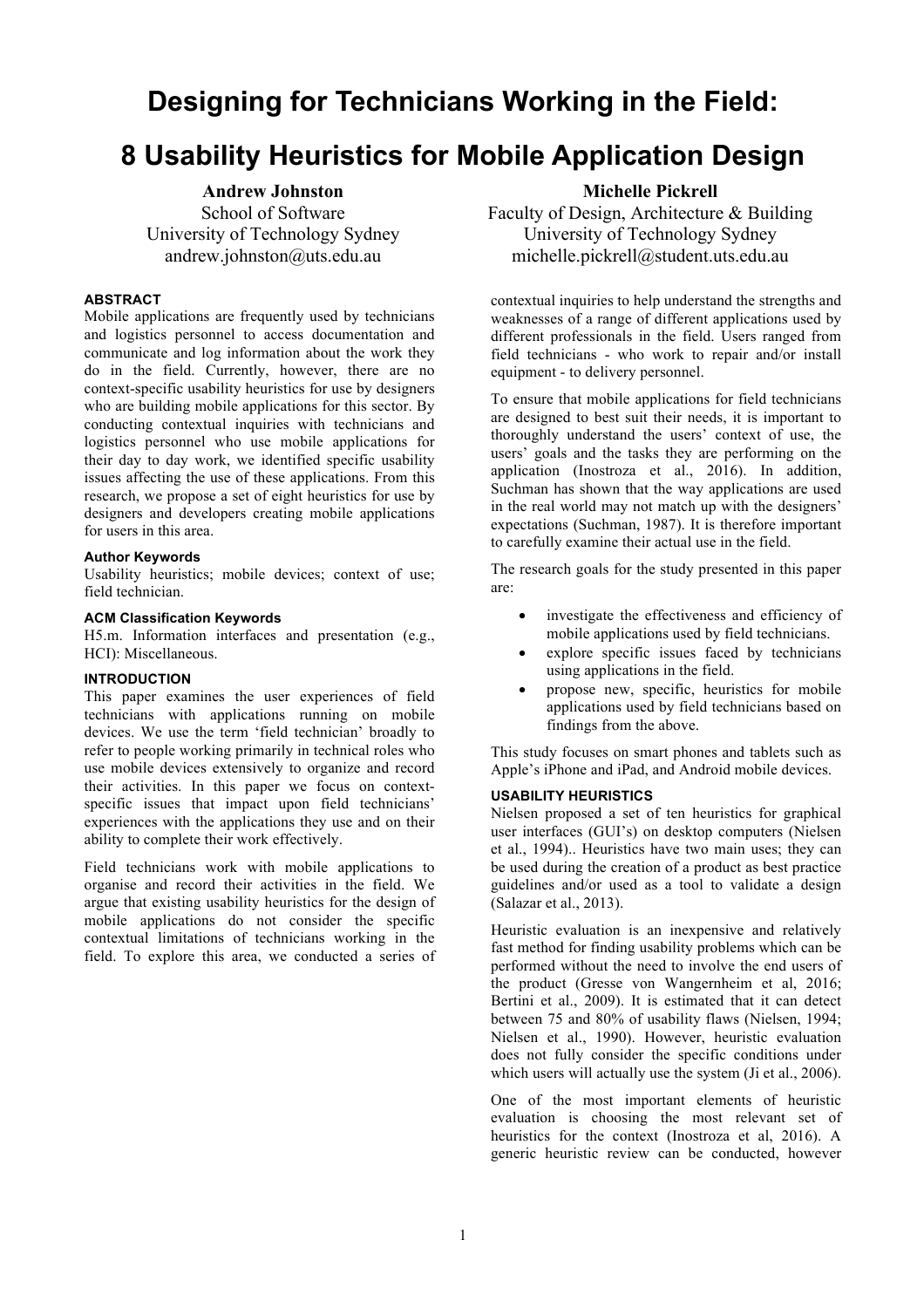# Designing for Technicians Working in the Field: 8 Usability Heuristics for Mobile Application Design

**Andrew Johnston**
School of Software
University of Technology Sydney
andrew.johnston@uts.edu.au

**Michelle Pickrell**
Faculty of Design, Architecture & Building
University of Technology Sydney
michelle.pickrell@student.uts.edu.au

## ABSTRACT

Mobile applications are frequently used by technicians and logistics personnel to access documentation and communicate and log information about the work they do in the field. Currently, however, there are no context-specific usability heuristics for use by designers who are building mobile applications for this sector. By conducting contextual inquiries with technicians and logistics personnel who use mobile applications for their day to day work, we identified specific usability issues affecting the use of these applications. From this research, we propose a set of eight heuristics for use by designers and developers creating mobile applications for users in this area.

### Author Keywords

Usability heuristics; mobile devices; context of use; field technician.

### ACM Classification Keywords

H5.m. Information interfaces and presentation (e.g., HCI): Miscellaneous.

## INTRODUCTION

This paper examines the user experiences of field technicians with applications running on mobile devices. We use the term 'field technician' broadly to refer to people working primarily in technical roles who use mobile devices extensively to organize and record their activities. In this paper we focus on context-specific issues that impact upon field technicians' experiences with the applications they use and on their ability to complete their work effectively.

Field technicians work with mobile applications to organise and record their activities in the field. We argue that existing usability heuristics for the design of mobile applications do not consider the specific contextual limitations of technicians working in the field. To explore this area, we conducted a series of contextual inquiries to help understand the strengths and weaknesses of a range of different applications used by different professionals in the field. Users ranged from field technicians - who work to repair and/or install equipment - to delivery personnel.

To ensure that mobile applications for field technicians are designed to best suit their needs, it is important to thoroughly understand the users' context of use, the users' goals and the tasks they are performing on the application (Inostroza et al., 2016). In addition, Suchman has shown that the way applications are used in the real world may not match up with the designers' expectations (Suchman, 1987). It is therefore important to carefully examine their actual use in the field.

The research goals for the study presented in this paper are:

- investigate the effectiveness and efficiency of mobile applications used by field technicians.
- explore specific issues faced by technicians using applications in the field.
- propose new, specific, heuristics for mobile applications used by field technicians based on findings from the above.

This study focuses on smart phones and tablets such as Apple's iPhone and iPad, and Android mobile devices.

## USABILITY HEURISTICS

Nielsen proposed a set of ten heuristics for graphical user interfaces (GUI's) on desktop computers (Nielsen et al., 1994).. Heuristics have two main uses; they can be used during the creation of a product as best practice guidelines and/or used as a tool to validate a design (Salazar et al., 2013).

Heuristic evaluation is an inexpensive and relatively fast method for finding usability problems which can be performed without the need to involve the end users of the product (Gresse von Wangernheim et al, 2016; Bertini et al., 2009). It is estimated that it can detect between 75 and 80% of usability flaws (Nielsen, 1994; Nielsen et al., 1990). However, heuristic evaluation does not fully consider the specific conditions under which users will actually use the system (Ji et al., 2006).

One of the most important elements of heuristic evaluation is choosing the most relevant set of heuristics for the context (Inostroza et al, 2016). A generic heuristic review can be conducted, however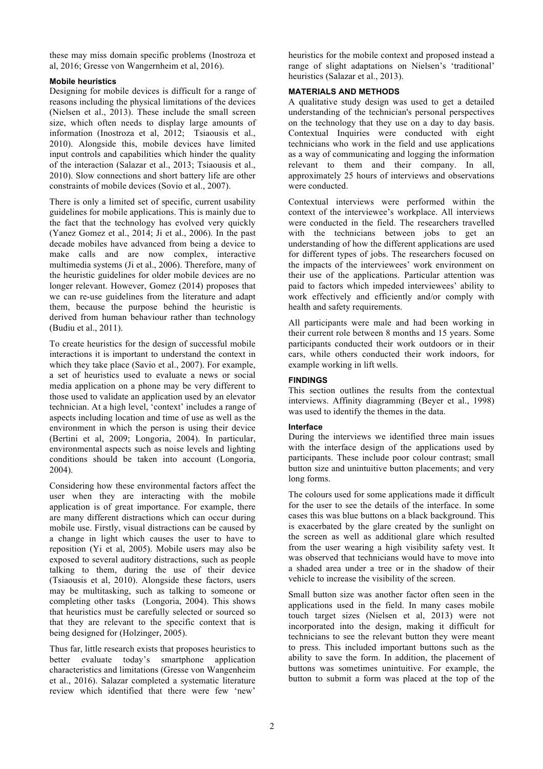these may miss domain specific problems (Inostroza et al, 2016; Gresse von Wangernheim et al, 2016).

#### Mobile heuristics

Designing for mobile devices is difficult for a range of reasons including the physical limitations of the devices (Nielsen et al., 2013). These include the small screen size, which often needs to display large amounts of information (Inostroza et al, 2012; Tsiaousis et al., 2010). Alongside this, mobile devices have limited input controls and capabilities which hinder the quality of the interaction (Salazar et al., 2013; Tsiaousis et al., 2010). Slow connections and short battery life are other constraints of mobile devices (Sovio et al., 2007).

There is only a limited set of specific, current usability guidelines for mobile applications. This is mainly due to the fact that the technology has evolved very quickly (Yanez Gomez et al., 2014; Ji et al., 2006). In the past decade mobiles have advanced from being a device to make calls and are now complex, interactive multimedia systems (Ji et al., 2006). Therefore, many of the heuristic guidelines for older mobile devices are no longer relevant. However, Gomez (2014) proposes that we can re-use guidelines from the literature and adapt them, because the purpose behind the heuristic is derived from human behaviour rather than technology (Budiu et al., 2011).

To create heuristics for the design of successful mobile interactions it is important to understand the context in which they take place (Savio et al., 2007). For example, a set of heuristics used to evaluate a news or social media application on a phone may be very different to those used to validate an application used by an elevator technician. At a high level, 'context' includes a range of aspects including location and time of use as well as the environment in which the person is using their device (Bertini et al, 2009; Longoria, 2004). In particular, environmental aspects such as noise levels and lighting conditions should be taken into account (Longoria, 2004).

Considering how these environmental factors affect the user when they are interacting with the mobile application is of great importance. For example, there are many different distractions which can occur during mobile use. Firstly, visual distractions can be caused by a change in light which causes the user to have to reposition (Yi et al, 2005). Mobile users may also be exposed to several auditory distractions, such as people talking to them, during the use of their device (Tsiaousis et al, 2010). Alongside these factors, users may be multitasking, such as talking to someone or completing other tasks (Longoria, 2004). This shows that heuristics must be carefully selected or sourced so that they are relevant to the specific context that is being designed for (Holzinger, 2005).

Thus far, little research exists that proposes heuristics to better evaluate today's smartphone application characteristics and limitations (Gresse von Wangenheim et al., 2016). Salazar completed a systematic literature review which identified that there were few 'new' heuristics for the mobile context and proposed instead a range of slight adaptations on Nielsen's 'traditional' heuristics (Salazar et al., 2013).

### MATERIALS AND METHODS

A qualitative study design was used to get a detailed understanding of the technician's personal perspectives on the technology that they use on a day to day basis. Contextual Inquiries were conducted with eight technicians who work in the field and use applications as a way of communicating and logging the information relevant to them and their company. In all, approximately 25 hours of interviews and observations were conducted.

Contextual interviews were performed within the context of the interviewee's workplace. All interviews were conducted in the field. The researchers travelled with the technicians between jobs to get an understanding of how the different applications are used for different types of jobs. The researchers focused on the impacts of the interviewees' work environment on their use of the applications. Particular attention was paid to factors which impeded interviewees' ability to work effectively and efficiently and/or comply with health and safety requirements.

All participants were male and had been working in their current role between 8 months and 15 years. Some participants conducted their work outdoors or in their cars, while others conducted their work indoors, for example working in lift wells.

### FINDINGS

This section outlines the results from the contextual interviews. Affinity diagramming (Beyer et al., 1998) was used to identify the themes in the data.

#### Interface

During the interviews we identified three main issues with the interface design of the applications used by participants. These include poor colour contrast; small button size and unintuitive button placements; and very long forms.

The colours used for some applications made it difficult for the user to see the details of the interface. In some cases this was blue buttons on a black background. This is exacerbated by the glare created by the sunlight on the screen as well as additional glare which resulted from the user wearing a high visibility safety vest. It was observed that technicians would have to move into a shaded area under a tree or in the shadow of their vehicle to increase the visibility of the screen.

Small button size was another factor often seen in the applications used in the field. In many cases mobile touch target sizes (Nielsen et al, 2013) were not incorporated into the design, making it difficult for technicians to see the relevant button they were meant to press. This included important buttons such as the ability to save the form. In addition, the placement of buttons was sometimes unintuitive. For example, the button to submit a form was placed at the top of the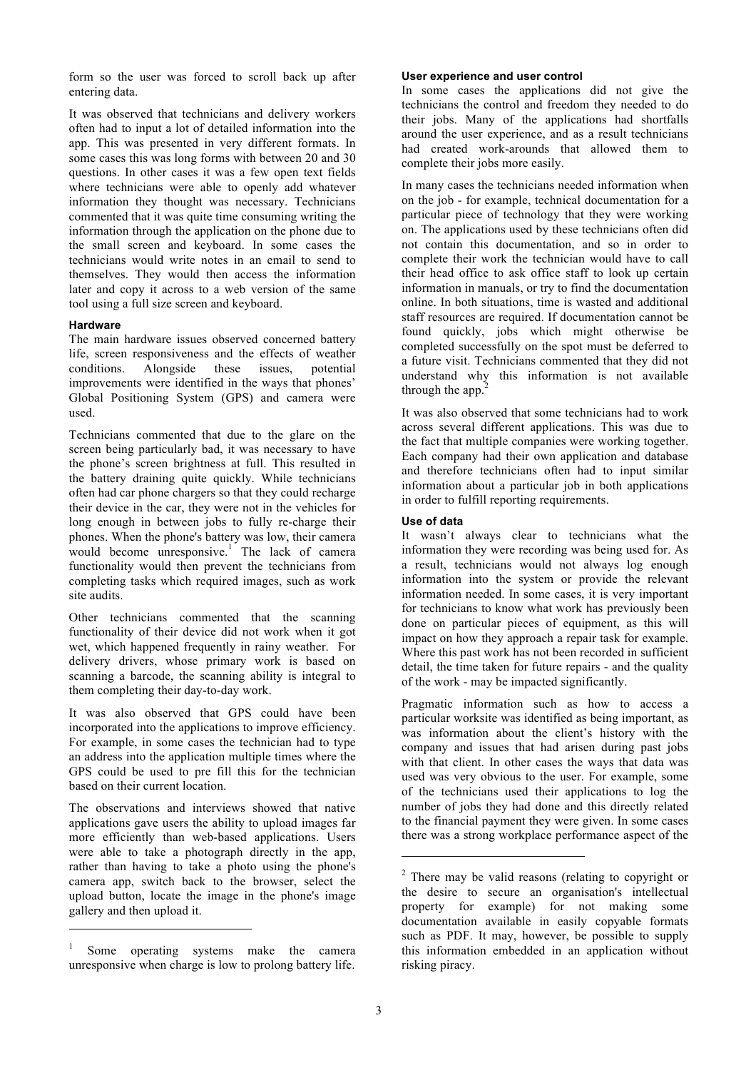form so the user was forced to scroll back up after entering data.

It was observed that technicians and delivery workers often had to input a lot of detailed information into the app. This was presented in very different formats. In some cases this was long forms with between 20 and 30 questions. In other cases it was a few open text fields where technicians were able to openly add whatever information they thought was necessary. Technicians commented that it was quite time consuming writing the information through the application on the phone due to the small screen and keyboard. In some cases the technicians would write notes in an email to send to themselves. They would then access the information later and copy it across to a web version of the same tool using a full size screen and keyboard.

#### Hardware

The main hardware issues observed concerned battery life, screen responsiveness and the effects of weather conditions. Alongside these issues, potential improvements were identified in the ways that phones' Global Positioning System (GPS) and camera were used.

Technicians commented that due to the glare on the screen being particularly bad, it was necessary to have the phone's screen brightness at full. This resulted in the battery draining quite quickly. While technicians often had car phone chargers so that they could recharge their device in the car, they were not in the vehicles for long enough in between jobs to fully re-charge their phones. When the phone's battery was low, their camera would become unresponsive.[1] The lack of camera functionality would then prevent the technicians from completing tasks which required images, such as work site audits.

Other technicians commented that the scanning functionality of their device did not work when it got wet, which happened frequently in rainy weather. For delivery drivers, whose primary work is based on scanning a barcode, the scanning ability is integral to them completing their day-to-day work.

It was also observed that GPS could have been incorporated into the applications to improve efficiency. For example, in some cases the technician had to type an address into the application multiple times where the GPS could be used to pre fill this for the technician based on their current location.

The observations and interviews showed that native applications gave users the ability to upload images far more efficiently than web-based applications. Users were able to take a photograph directly in the app, rather than having to take a photo using the phone's camera app, switch back to the browser, select the upload button, locate the image in the phone's image gallery and then upload it.

#### User experience and user control

In some cases the applications did not give the technicians the control and freedom they needed to do their jobs. Many of the applications had shortfalls around the user experience, and as a result technicians had created work-arounds that allowed them to complete their jobs more easily.

In many cases the technicians needed information when on the job - for example, technical documentation for a particular piece of technology that they were working on. The applications used by these technicians often did not contain this documentation, and so in order to complete their work the technician would have to call their head office to ask office staff to look up certain information in manuals, or try to find the documentation online. In both situations, time is wasted and additional staff resources are required. If documentation cannot be found quickly, jobs which might otherwise be completed successfully on the spot must be deferred to a future visit. Technicians commented that they did not understand why this information is not available through the app.[2]

It was also observed that some technicians had to work across several different applications. This was due to the fact that multiple companies were working together. Each company had their own application and database and therefore technicians often had to input similar information about a particular job in both applications in order to fulfill reporting requirements.

#### Use of data

It wasn't always clear to technicians what the information they were recording was being used for. As a result, technicians would not always log enough information into the system or provide the relevant information needed. In some cases, it is very important for technicians to know what work has previously been done on particular pieces of equipment, as this will impact on how they approach a repair task for example. Where this past work has not been recorded in sufficient detail, the time taken for future repairs - and the quality of the work - may be impacted significantly.

Pragmatic information such as how to access a particular worksite was identified as being important, as was information about the client's history with the company and issues that had arisen during past jobs with that client. In other cases the ways that data was used was very obvious to the user. For example, some of the technicians used their applications to log the number of jobs they had done and this directly related to the financial payment they were given. In some cases there was a strong workplace performance aspect of the

---

[1] Some operating systems make the camera unresponsive when charge is low to prolong battery life.

[2] There may be valid reasons (relating to copyright or the desire to secure an organisation's intellectual property for example) for not making some documentation available in easily copyable formats such as PDF. It may, however, be possible to supply this information embedded in an application without risking piracy.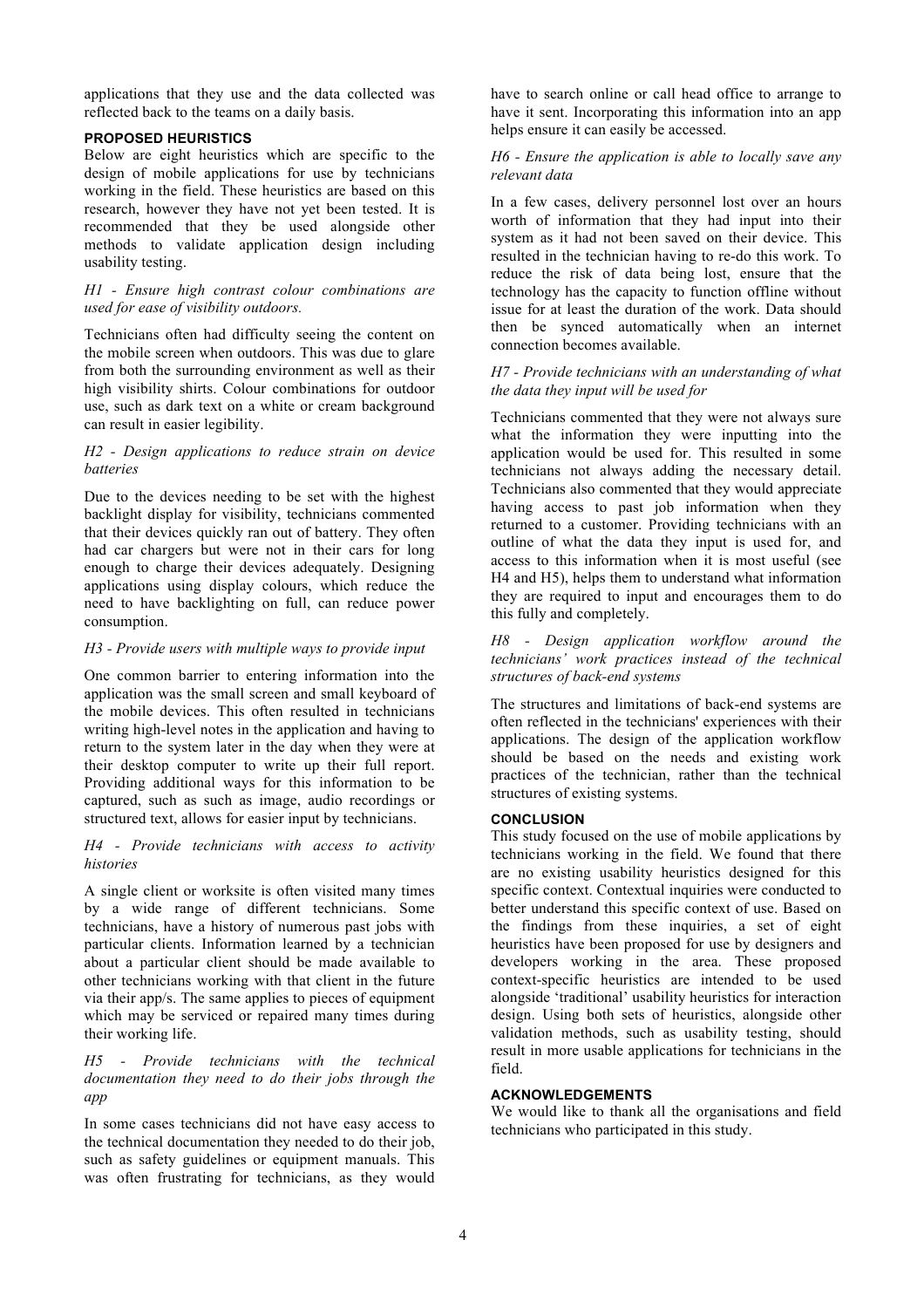applications that they use and the data collected was reflected back to the teams on a daily basis.

## PROPOSED HEURISTICS

Below are eight heuristics which are specific to the design of mobile applications for use by technicians working in the field. These heuristics are based on this research, however they have not yet been tested. It is recommended that they be used alongside other methods to validate application design including usability testing.

*H1 - Ensure high contrast colour combinations are used for ease of visibility outdoors.*

Technicians often had difficulty seeing the content on the mobile screen when outdoors. This was due to glare from both the surrounding environment as well as their high visibility shirts. Colour combinations for outdoor use, such as dark text on a white or cream background can result in easier legibility.

*H2 - Design applications to reduce strain on device batteries*

Due to the devices needing to be set with the highest backlight display for visibility, technicians commented that their devices quickly ran out of battery. They often had car chargers but were not in their cars for long enough to charge their devices adequately. Designing applications using display colours, which reduce the need to have backlighting on full, can reduce power consumption.

*H3 - Provide users with multiple ways to provide input*

One common barrier to entering information into the application was the small screen and small keyboard of the mobile devices. This often resulted in technicians writing high-level notes in the application and having to return to the system later in the day when they were at their desktop computer to write up their full report. Providing additional ways for this information to be captured, such as such as image, audio recordings or structured text, allows for easier input by technicians.

*H4 - Provide technicians with access to activity histories*

A single client or worksite is often visited many times by a wide range of different technicians. Some technicians, have a history of numerous past jobs with particular clients. Information learned by a technician about a particular client should be made available to other technicians working with that client in the future via their app/s. The same applies to pieces of equipment which may be serviced or repaired many times during their working life.

*H5 - Provide technicians with the technical documentation they need to do their jobs through the app*

In some cases technicians did not have easy access to the technical documentation they needed to do their job, such as safety guidelines or equipment manuals. This was often frustrating for technicians, as they would have to search online or call head office to arrange to have it sent. Incorporating this information into an app helps ensure it can easily be accessed.

*H6 - Ensure the application is able to locally save any relevant data*

In a few cases, delivery personnel lost over an hours worth of information that they had input into their system as it had not been saved on their device. This resulted in the technician having to re-do this work. To reduce the risk of data being lost, ensure that the technology has the capacity to function offline without issue for at least the duration of the work. Data should then be synced automatically when an internet connection becomes available.

*H7 - Provide technicians with an understanding of what the data they input will be used for*

Technicians commented that they were not always sure what the information they were inputting into the application would be used for. This resulted in some technicians not always adding the necessary detail. Technicians also commented that they would appreciate having access to past job information when they returned to a customer. Providing technicians with an outline of what the data they input is used for, and access to this information when it is most useful (see H4 and H5), helps them to understand what information they are required to input and encourages them to do this fully and completely.

*H8 - Design application workflow around the technicians' work practices instead of the technical structures of back-end systems*

The structures and limitations of back-end systems are often reflected in the technicians' experiences with their applications. The design of the application workflow should be based on the needs and existing work practices of the technician, rather than the technical structures of existing systems.

## CONCLUSION

This study focused on the use of mobile applications by technicians working in the field. We found that there are no existing usability heuristics designed for this specific context. Contextual inquiries were conducted to better understand this specific context of use. Based on the findings from these inquiries, a set of eight heuristics have been proposed for use by designers and developers working in the area. These proposed context-specific heuristics are intended to be used alongside 'traditional' usability heuristics for interaction design. Using both sets of heuristics, alongside other validation methods, such as usability testing, should result in more usable applications for technicians in the field.

## ACKNOWLEDGEMENTS

We would like to thank all the organisations and field technicians who participated in this study.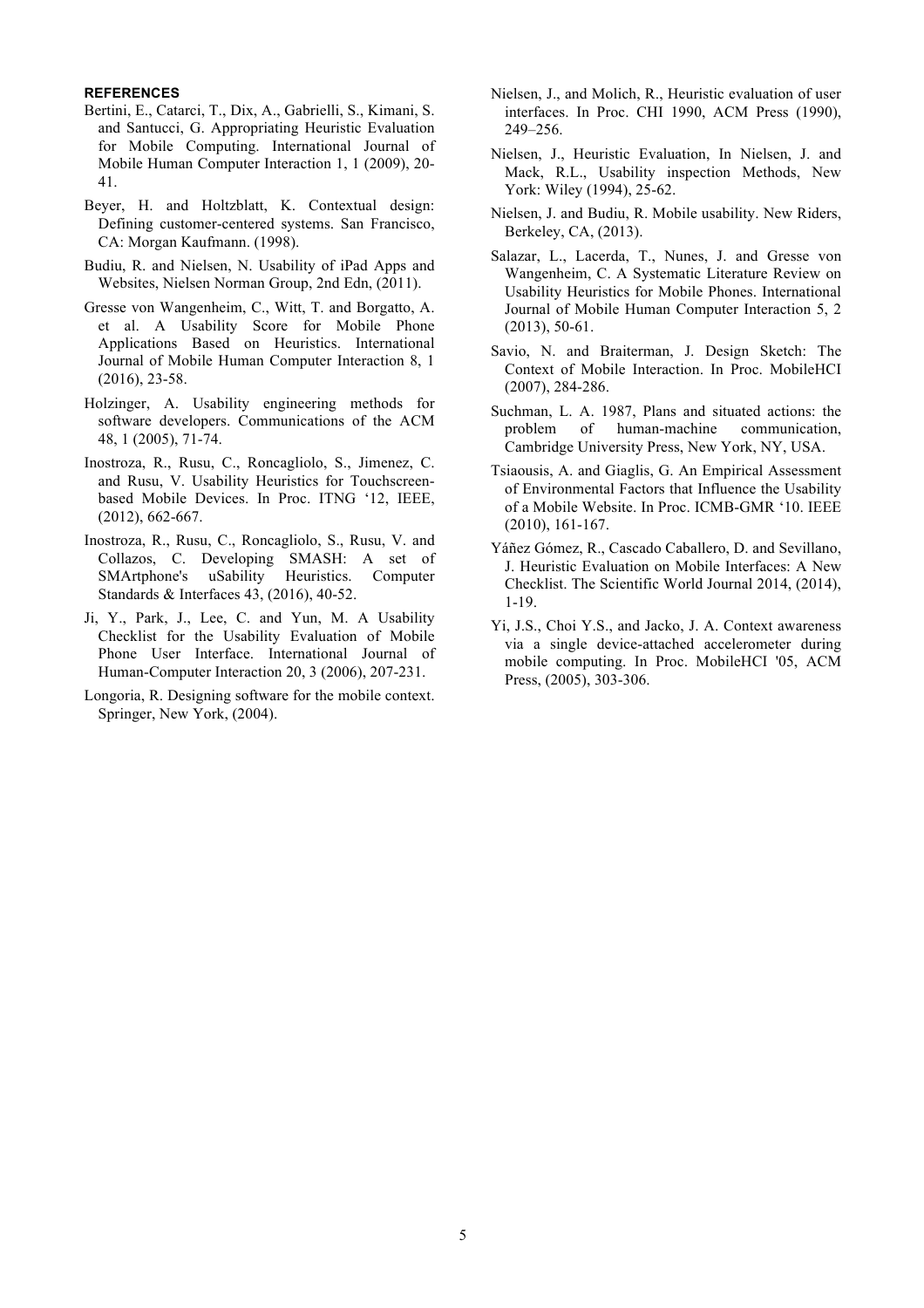#### REFERENCES

Bertini, E., Catarci, T., Dix, A., Gabrielli, S., Kimani, S. and Santucci, G. Appropriating Heuristic Evaluation for Mobile Computing. International Journal of Mobile Human Computer Interaction 1, 1 (2009), 20-41.

Beyer, H. and Holtzblatt, K. Contextual design: Defining customer-centered systems. San Francisco, CA: Morgan Kaufmann. (1998).

Budiu, R. and Nielsen, N. Usability of iPad Apps and Websites, Nielsen Norman Group, 2nd Edn, (2011).

Gresse von Wangenheim, C., Witt, T. and Borgatto, A. et al. A Usability Score for Mobile Phone Applications Based on Heuristics. International Journal of Mobile Human Computer Interaction 8, 1 (2016), 23-58.

Holzinger, A. Usability engineering methods for software developers. Communications of the ACM 48, 1 (2005), 71-74.

Inostroza, R., Rusu, C., Roncagliolo, S., Jimenez, C. and Rusu, V. Usability Heuristics for Touchscreen-based Mobile Devices. In Proc. ITNG '12, IEEE, (2012), 662-667.

Inostroza, R., Rusu, C., Roncagliolo, S., Rusu, V. and Collazos, C. Developing SMASH: A set of SMArtphone's uSability Heuristics. Computer Standards & Interfaces 43, (2016), 40-52.

Ji, Y., Park, J., Lee, C. and Yun, M. A Usability Checklist for the Usability Evaluation of Mobile Phone User Interface. International Journal of Human-Computer Interaction 20, 3 (2006), 207-231.

Longoria, R. Designing software for the mobile context. Springer, New York, (2004).

Nielsen, J., and Molich, R., Heuristic evaluation of user interfaces. In Proc. CHI 1990, ACM Press (1990), 249–256.

Nielsen, J., Heuristic Evaluation, In Nielsen, J. and Mack, R.L., Usability inspection Methods, New York: Wiley (1994), 25-62.

Nielsen, J. and Budiu, R. Mobile usability. New Riders, Berkeley, CA, (2013).

Salazar, L., Lacerda, T., Nunes, J. and Gresse von Wangenheim, C. A Systematic Literature Review on Usability Heuristics for Mobile Phones. International Journal of Mobile Human Computer Interaction 5, 2 (2013), 50-61.

Savio, N. and Braiterman, J. Design Sketch: The Context of Mobile Interaction. In Proc. MobileHCI (2007), 284-286.

Suchman, L. A. 1987, Plans and situated actions: the problem of human-machine communication, Cambridge University Press, New York, NY, USA.

Tsiaousis, A. and Giaglis, G. An Empirical Assessment of Environmental Factors that Influence the Usability of a Mobile Website. In Proc. ICMB-GMR '10. IEEE (2010), 161-167.

Yáñez Gómez, R., Cascado Caballero, D. and Sevillano, J. Heuristic Evaluation on Mobile Interfaces: A New Checklist. The Scientific World Journal 2014, (2014), 1-19.

Yi, J.S., Choi Y.S., and Jacko, J. A. Context awareness via a single device-attached accelerometer during mobile computing. In Proc. MobileHCI '05, ACM Press, (2005), 303-306.